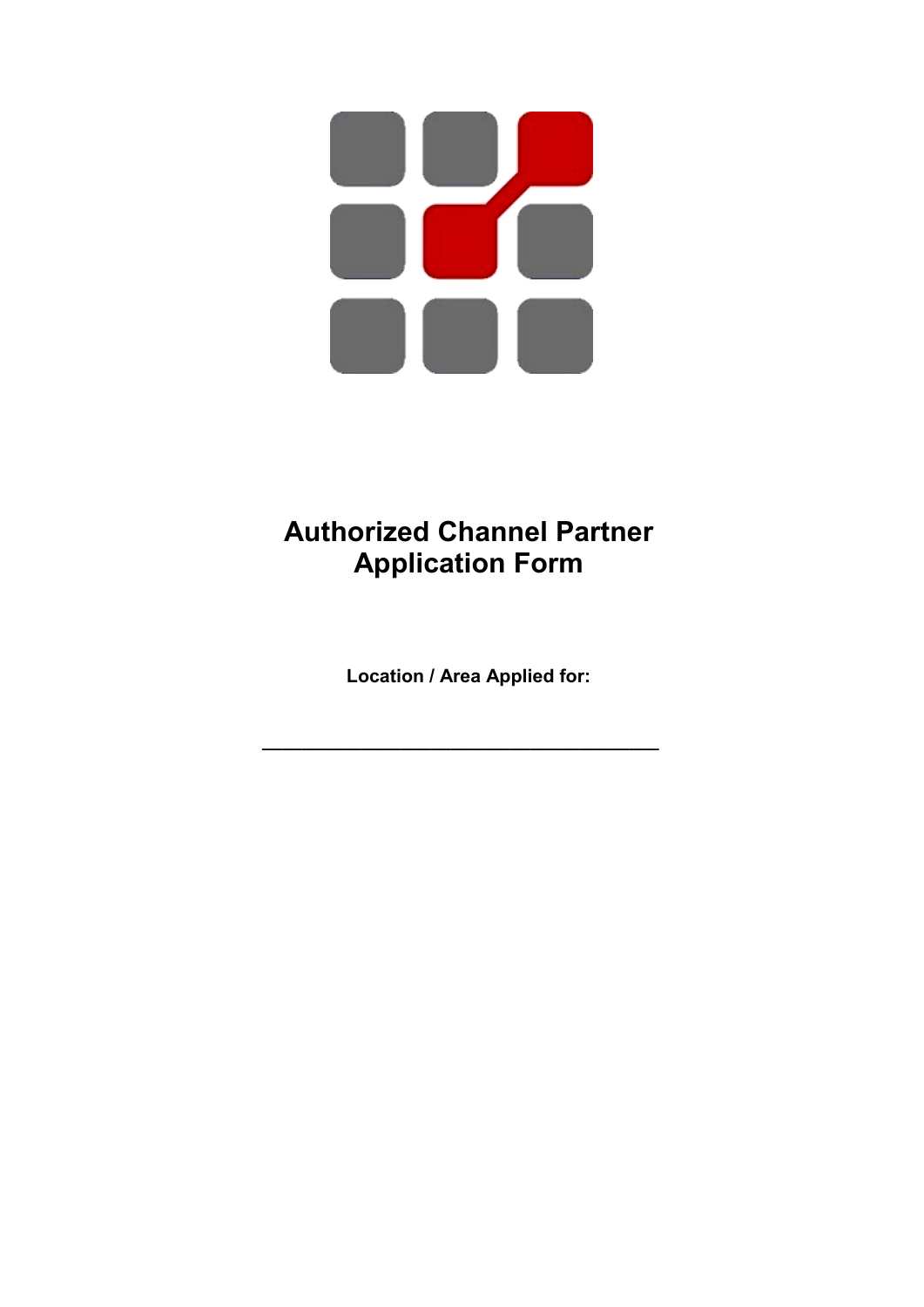# Authorized Channel Partner Application Form

**Location / Area Applied for:**

___________________________________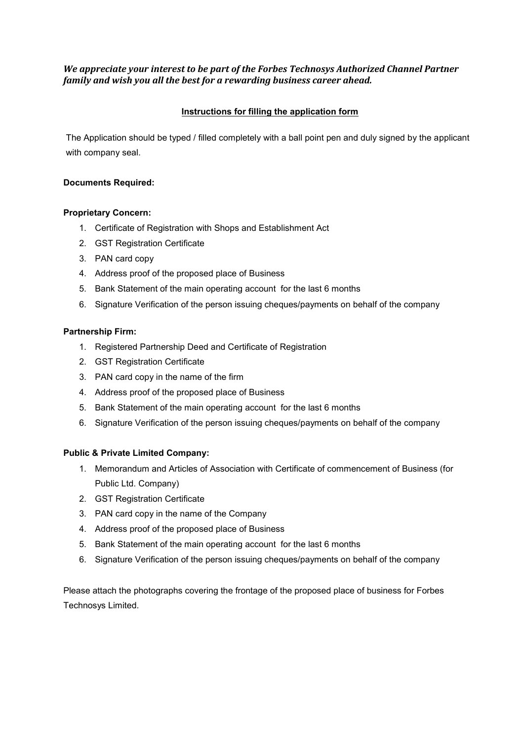***We appreciate your interest to be part of the Forbes Technosys Authorized Channel Partner family and wish you all the best for a rewarding business career ahead.***

## Instructions for filling the application form

The Application should be typed / filled completely with a ball point pen and duly signed by the applicant with company seal.

**Documents Required:**

**Proprietary Concern:**

1. Certificate of Registration with Shops and Establishment Act
2. GST Registration Certificate
3. PAN card copy
4. Address proof of the proposed place of Business
5. Bank Statement of the main operating account for the last 6 months
6. Signature Verification of the person issuing cheques/payments on behalf of the company

**Partnership Firm:**

1. Registered Partnership Deed and Certificate of Registration
2. GST Registration Certificate
3. PAN card copy in the name of the firm
4. Address proof of the proposed place of Business
5. Bank Statement of the main operating account for the last 6 months
6. Signature Verification of the person issuing cheques/payments on behalf of the company

**Public & Private Limited Company:**

1. Memorandum and Articles of Association with Certificate of commencement of Business (for Public Ltd. Company)
2. GST Registration Certificate
3. PAN card copy in the name of the Company
4. Address proof of the proposed place of Business
5. Bank Statement of the main operating account for the last 6 months
6. Signature Verification of the person issuing cheques/payments on behalf of the company

Please attach the photographs covering the frontage of the proposed place of business for Forbes Technosys Limited.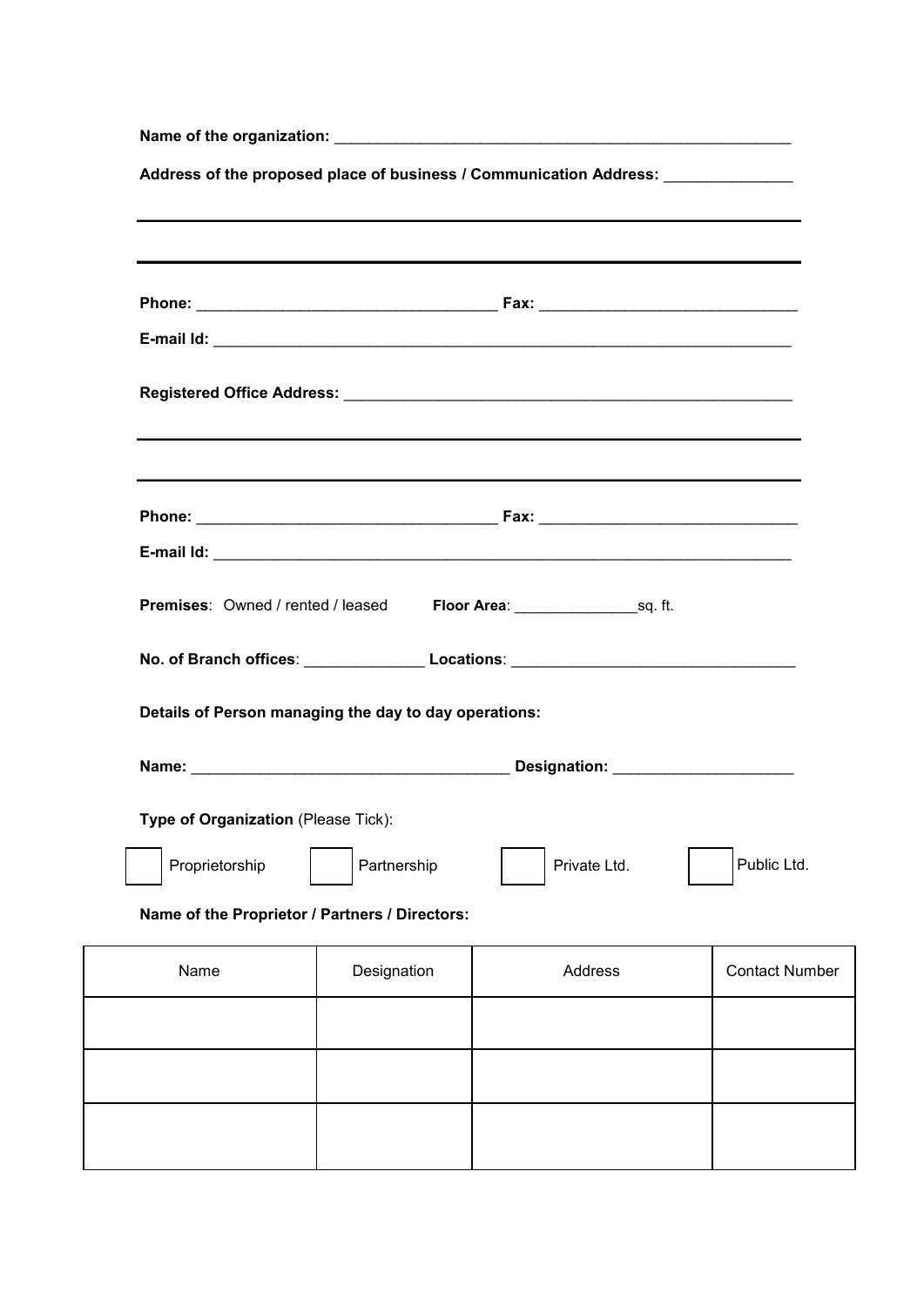**Name of the organization:** _______________________________________________________

**Address of the proposed place of business / Communication Address:** _______________

______________________________________________________________________________

______________________________________________________________________________

**Phone:** __________________________________ **Fax:** _____________________________

**E-mail Id:** _____________________________________________________________________

**Registered Office Address:** ______________________________________________________

______________________________________________________________________________

______________________________________________________________________________

**Phone:** __________________________________ **Fax:** _____________________________

**E-mail Id:** _____________________________________________________________________

**Premises**: Owned / rented / leased  **Floor Area**: ______________sq. ft.

**No. of Branch offices**: ______________ **Locations**: ________________________________

**Details of Person managing the day to day operations:**

**Name:** ____________________________________ **Designation:** ____________________

**Type of Organization** (Please Tick):

☐ Proprietorship  ☐ Partnership  ☐ Private Ltd.  ☐ Public Ltd.

**Name of the Proprietor / Partners / Directors:**

| Name | Designation | Address | Contact Number |
|---|---|---|---|
| | | | |
| | | | |
| | | | |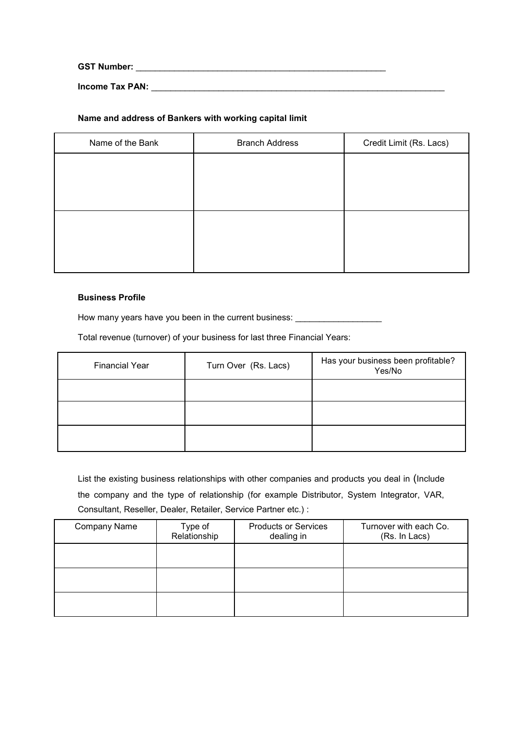**GST Number:** ______________________________________________________

**Income Tax PAN:** ______________________________________________________________

**Name and address of Bankers with working capital limit**

| Name of the Bank | Branch Address | Credit Limit (Rs. Lacs) |
|---|---|---|
| | | |
| | | |

**Business Profile**

How many years have you been in the current business: __________________

Total revenue (turnover) of your business for last three Financial Years:

| Financial Year | Turn Over (Rs. Lacs) | Has your business been profitable? Yes/No |
|---|---|---|
| | | |
| | | |
| | | |

List the existing business relationships with other companies and products you deal in (Include the company and the type of relationship (for example Distributor, System Integrator, VAR, Consultant, Reseller, Dealer, Retailer, Service Partner etc.) :

| Company Name | Type of Relationship | Products or Services dealing in | Turnover with each Co. (Rs. In Lacs) |
|---|---|---|---|
| | | | |
| | | | |
| | | | |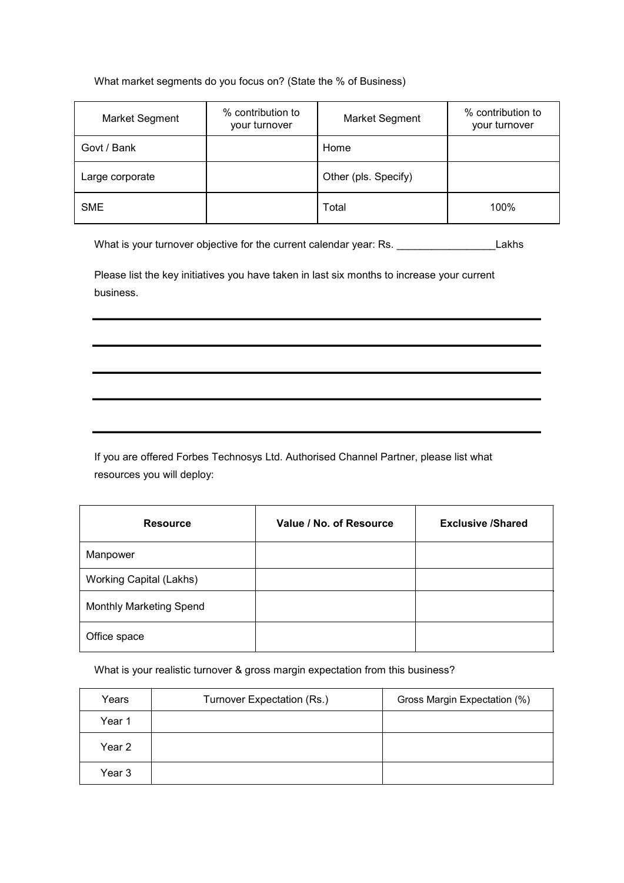What market segments do you focus on? (State the % of Business)

| Market Segment | % contribution to your turnover | Market Segment | % contribution to your turnover |
|---|---|---|---|
| Govt / Bank | | Home | |
| Large corporate | | Other (pls. Specify) | |
| SME | | Total | 100% |

What is your turnover objective for the current calendar year: Rs. _________________Lakhs

Please list the key initiatives you have taken in last six months to increase your current business.

___________________________________________________________________________

___________________________________________________________________________

___________________________________________________________________________

___________________________________________________________________________

___________________________________________________________________________

If you are offered Forbes Technosys Ltd. Authorised Channel Partner, please list what resources you will deploy:

| **Resource** | **Value / No. of Resource** | **Exclusive /Shared** |
|---|---|---|
| Manpower | | |
| Working Capital (Lakhs) | | |
| Monthly Marketing Spend | | |
| Office space | | |

What is your realistic turnover & gross margin expectation from this business?

| Years | Turnover Expectation (Rs.) | Gross Margin Expectation (%) |
|---|---|---|
| Year 1 | | |
| Year 2 | | |
| Year 3 | | |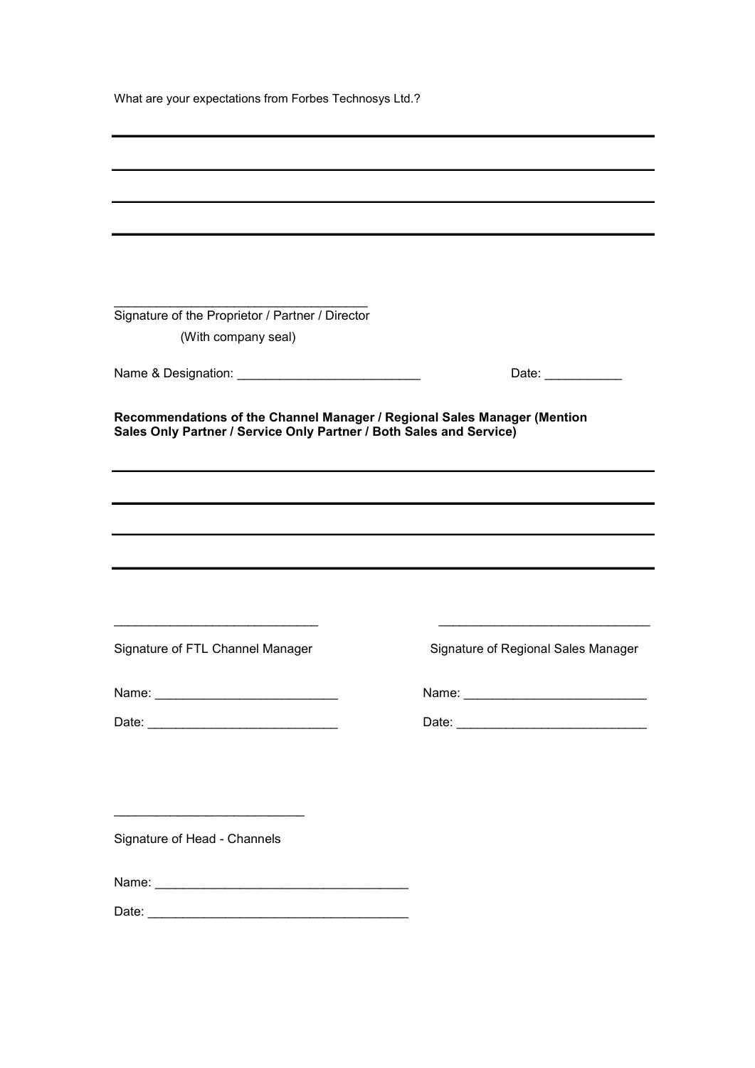What are your expectations from Forbes Technosys Ltd.?

_______________________________________________________________________________

_______________________________________________________________________________

_______________________________________________________________________________

_______________________________________________________________________________

____________________________________
Signature of the Proprietor / Partner / Director
(With company seal)

Name & Designation: __________________________ Date: ___________

**Recommendations of the Channel Manager / Regional Sales Manager (Mention Sales Only Partner / Service Only Partner / Both Sales and Service)**

_______________________________________________________________________________

_______________________________________________________________________________

_______________________________________________________________________________

_______________________________________________________________________________

| | |
|---|---|
| _____________________________ | ______________________________ |
| Signature of FTL Channel Manager | Signature of Regional Sales Manager |
| Name: __________________________ | Name: __________________________ |
| Date: ___________________________ | Date: ___________________________ |

___________________________
Signature of Head - Channels

Name: ____________________________________

Date: _____________________________________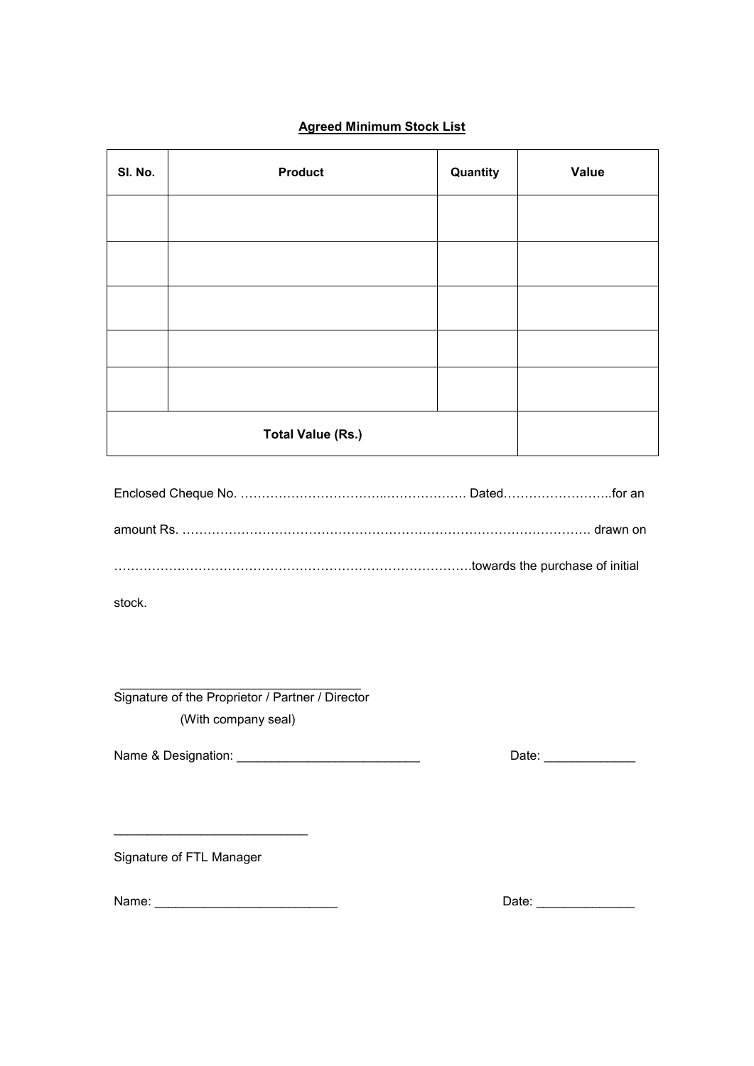**Agreed Minimum Stock List**

| Sl. No. | Product | Quantity | Value |
|---|---|---|---|
| | | | |
| | | | |
| | | | |
| | | | |
| | | | |
| **Total Value (Rs.)** | | | |

Enclosed Cheque No. ……………………………..………………. Dated……………………..for an amount Rs. ……………………………………………………………………………………. drawn on ………………………………………………………………………….towards the purchase of initial stock.

___________________________________
Signature of the Proprietor / Partner / Director
(With company seal)

Name & Designation: __________________________ Date: _____________

____________________________
Signature of FTL Manager

Name: __________________________ Date: ______________